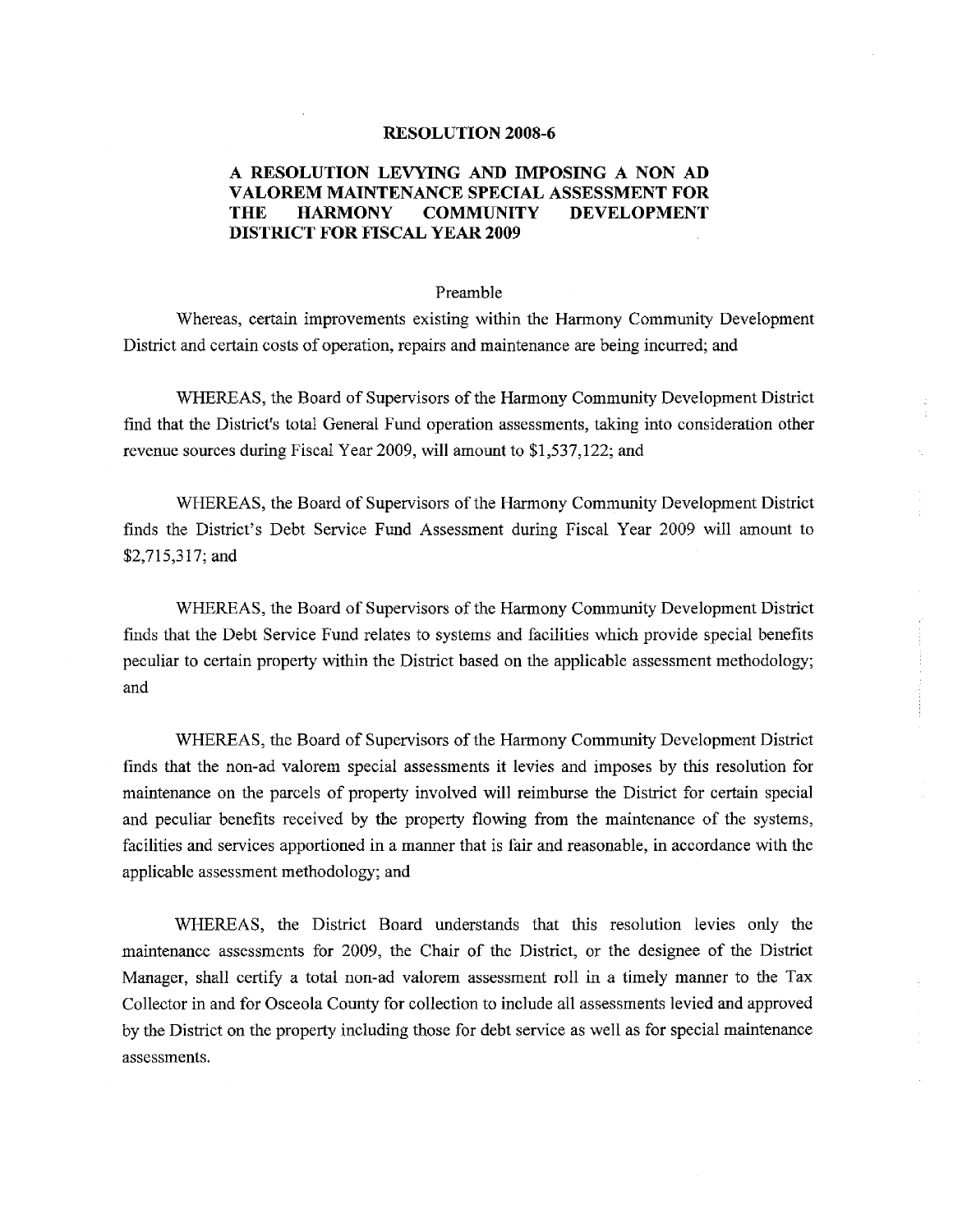# RESOLUTION 2008-6

## A RESOLUTION LEVYING AND IMPOSING A NON AD VALOREM MAINTENANCE SPECIAL ASSESSMENT FOR THE HARMONY COMMUNITY DEVELOPMENT DISTRICT FOR FISCAL YEAR 2009

Preamble

Whereas, certain improvements existing within the Harmony Community Development District and certain costs of operation, repairs and maintenance are being incurred; and

WHEREAS, the Board of Supervisors of the Harmony Community Development District find that the District's total General Fund operation assessments, taking into consideration other revenue sources during Fiscal Year 2009, will amount to $1,537,122; and

WHEREAS, the Board of Supervisors of the Harmony Community Development District finds the District's Debt Service Fund Assessment during Fiscal Year 2009 will amount to $2,715,317; and

WHEREAS, the Board of Supervisors of the Harmony Community Development District finds that the Debt Service Fund relates to systems and facilities which provide special benefits peculiar to certain property within the District based on the applicable assessment methodology; and

WHEREAS, the Board of Supervisors of the Harmony Community Development District finds that the non-ad valorem special assessments it levies and imposes by this resolution for maintenance on the parcels of property involved will reimburse the District for certain special and peculiar benefits received by the property flowing from the maintenance of the systems, facilities and services apportioned in a manner that is fair and reasonable, in accordance with the applicable assessment methodology; and

WHEREAS, the District Board understands that this resolution levies only the maintenance assessments for 2009, the Chair of the District, or the designee of the District Manager, shall certify a total non-ad valorem assessment roll in a timely manner to the Tax Collector in and for Osceola County for collection to include all assessments levied and approved by the District on the property including those for debt service as well as for special maintenance assessments.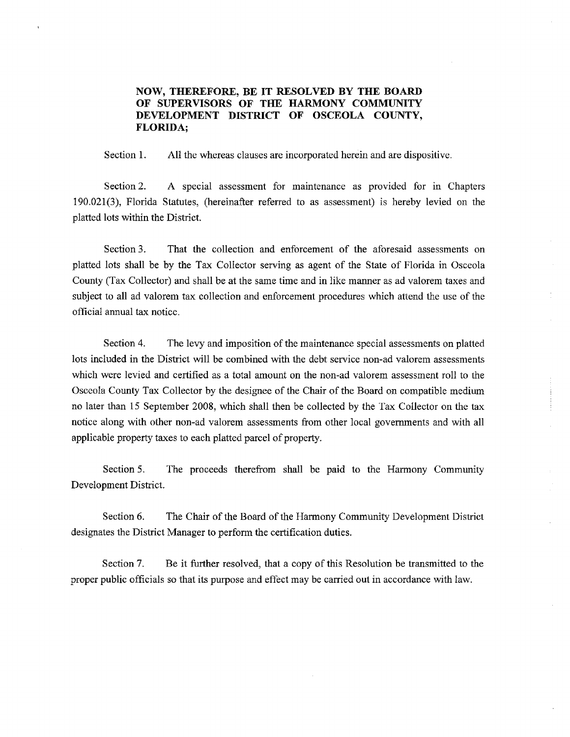**NOW, THEREFORE, BE IT RESOLVED BY THE BOARD OF SUPERVISORS OF THE HARMONY COMMUNITY DEVELOPMENT DISTRICT OF OSCEOLA COUNTY, FLORIDA;**

Section 1. All the whereas clauses are incorporated herein and are dispositive.

Section 2. A special assessment for maintenance as provided for in Chapters 190.021(3), Florida Statutes, (hereinafter referred to as assessment) is hereby levied on the platted lots within the District.

Section 3. That the collection and enforcement of the aforesaid assessments on platted lots shall be by the Tax Collector serving as agent of the State of Florida in Osceola County (Tax Collector) and shall be at the same time and in like manner as ad valorem taxes and subject to all ad valorem tax collection and enforcement procedures which attend the use of the official annual tax notice.

Section 4. The levy and imposition of the maintenance special assessments on platted lots included in the District will be combined with the debt service non-ad valorem assessments which were levied and certified as a total amount on the non-ad valorem assessment roll to the Osceola County Tax Collector by the designee of the Chair of the Board on compatible medium no later than 15 September 2008, which shall then be collected by the Tax Collector on the tax notice along with other non-ad valorem assessments from other local governments and with all applicable property taxes to each platted parcel of property.

Section 5. The proceeds therefrom shall be paid to the Harmony Community Development District.

Section 6. The Chair of the Board of the Harmony Community Development District designates the District Manager to perform the certification duties.

Section 7. Be it further resolved, that a copy of this Resolution be transmitted to the proper public officials so that its purpose and effect may be carried out in accordance with law.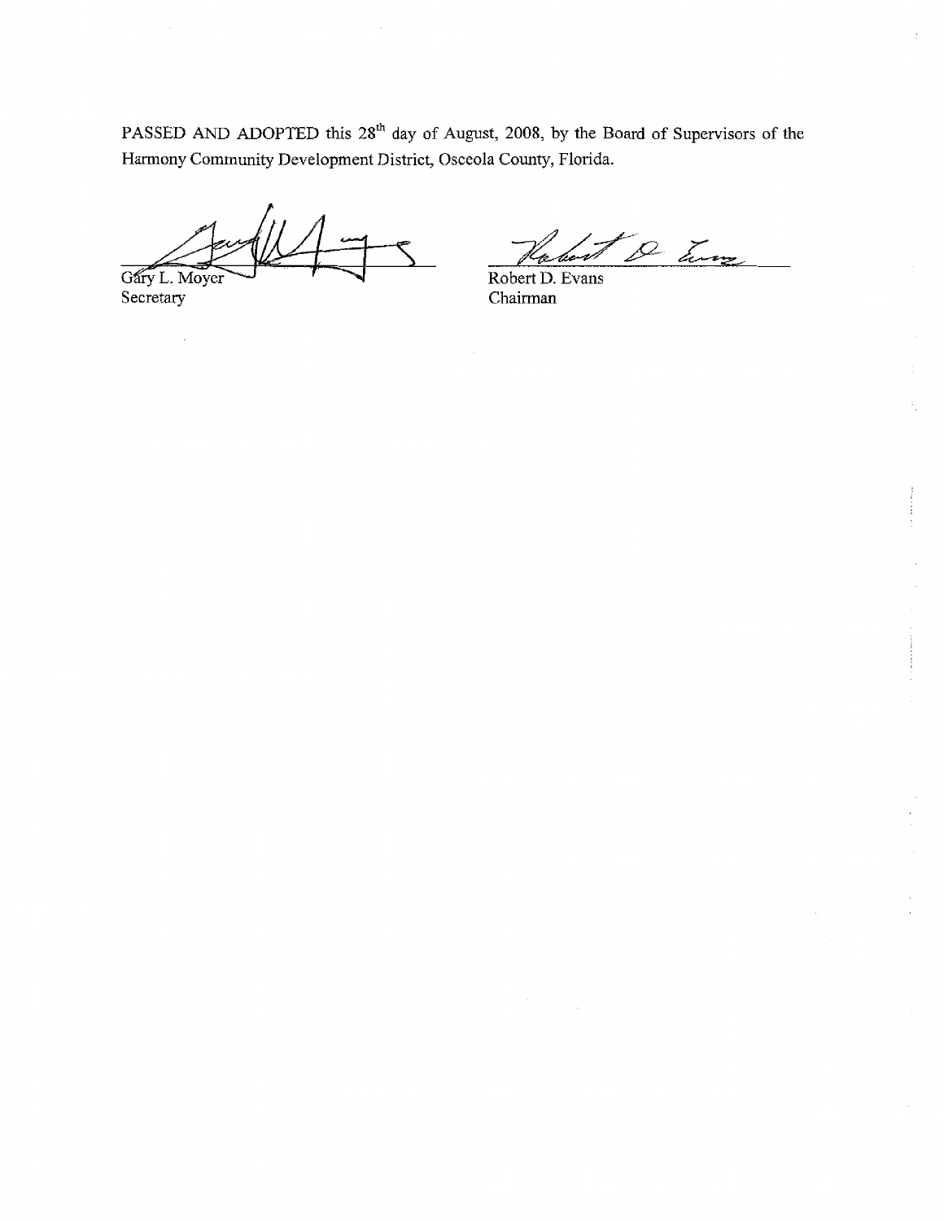PASSED AND ADOPTED this 28th day of August, 2008, by the Board of Supervisors of the Harmony Community Development District, Osceola County, Florida.

Gary L. Moyer
Secretary

Robert D. Evans
Chairman